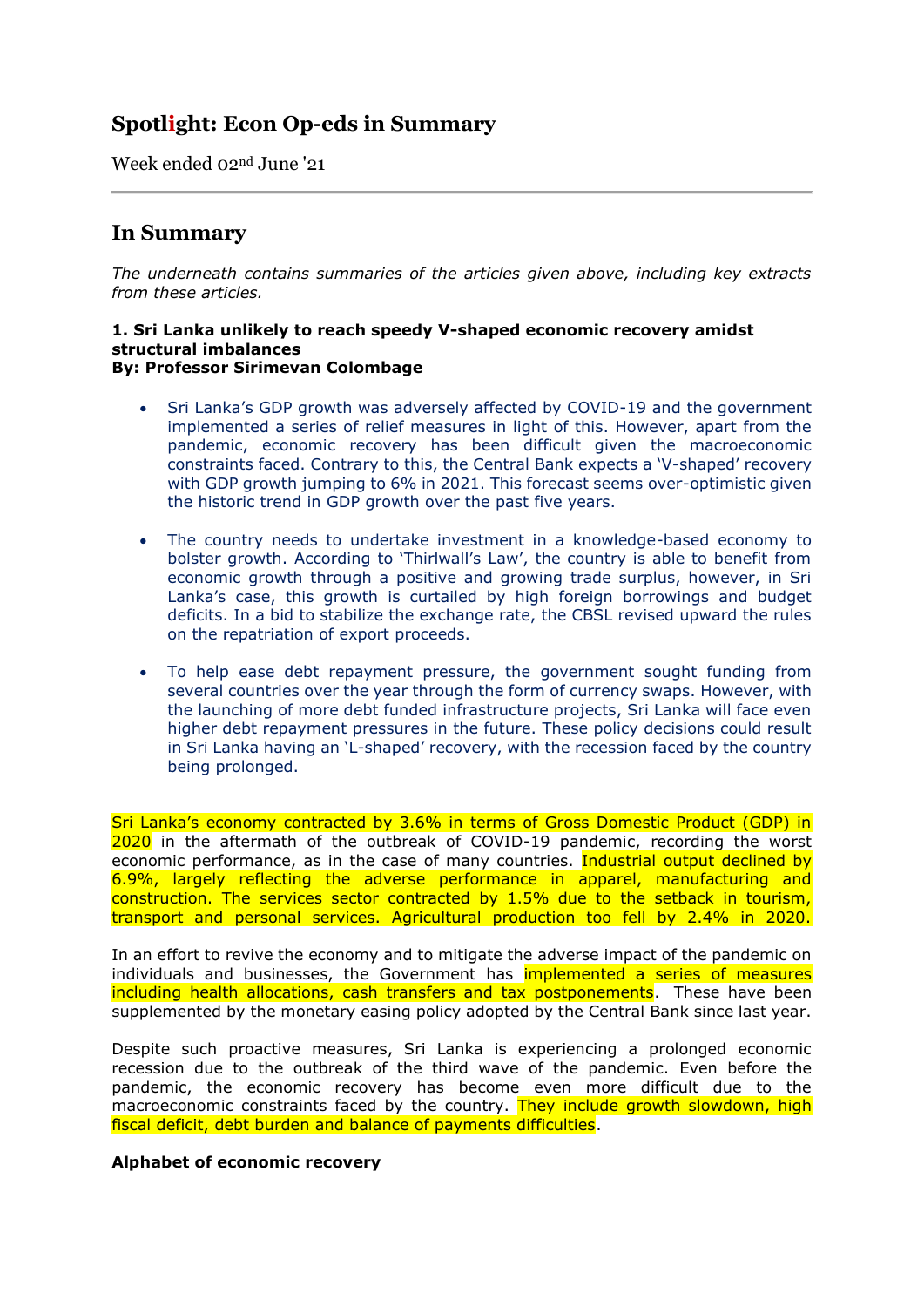# Spotlight: Econ Op-eds in Summary

Week ended 02nd June '21

## In Summary

*The underneath contains summaries of the articles given above, including key extracts from these articles.*

**1. Sri Lanka unlikely to reach speedy V-shaped economic recovery amidst structural imbalances**
**By: Professor Sirimevan Colombage**

- Sri Lanka's GDP growth was adversely affected by COVID-19 and the government implemented a series of relief measures in light of this. However, apart from the pandemic, economic recovery has been difficult given the macroeconomic constraints faced. Contrary to this, the Central Bank expects a 'V-shaped' recovery with GDP growth jumping to 6% in 2021. This forecast seems over-optimistic given the historic trend in GDP growth over the past five years.

- The country needs to undertake investment in a knowledge-based economy to bolster growth. According to 'Thirlwall's Law', the country is able to benefit from economic growth through a positive and growing trade surplus, however, in Sri Lanka's case, this growth is curtailed by high foreign borrowings and budget deficits. In a bid to stabilize the exchange rate, the CBSL revised upward the rules on the repatriation of export proceeds.

- To help ease debt repayment pressure, the government sought funding from several countries over the year through the form of currency swaps. However, with the launching of more debt funded infrastructure projects, Sri Lanka will face even higher debt repayment pressures in the future. These policy decisions could result in Sri Lanka having an 'L-shaped' recovery, with the recession faced by the country being prolonged.

Sri Lanka's economy contracted by 3.6% in terms of Gross Domestic Product (GDP) in 2020 in the aftermath of the outbreak of COVID-19 pandemic, recording the worst economic performance, as in the case of many countries. Industrial output declined by 6.9%, largely reflecting the adverse performance in apparel, manufacturing and construction. The services sector contracted by 1.5% due to the setback in tourism, transport and personal services. Agricultural production too fell by 2.4% in 2020.

In an effort to revive the economy and to mitigate the adverse impact of the pandemic on individuals and businesses, the Government has implemented a series of measures including health allocations, cash transfers and tax postponements. These have been supplemented by the monetary easing policy adopted by the Central Bank since last year.

Despite such proactive measures, Sri Lanka is experiencing a prolonged economic recession due to the outbreak of the third wave of the pandemic. Even before the pandemic, the economic recovery has become even more difficult due to the macroeconomic constraints faced by the country. They include growth slowdown, high fiscal deficit, debt burden and balance of payments difficulties.

**Alphabet of economic recovery**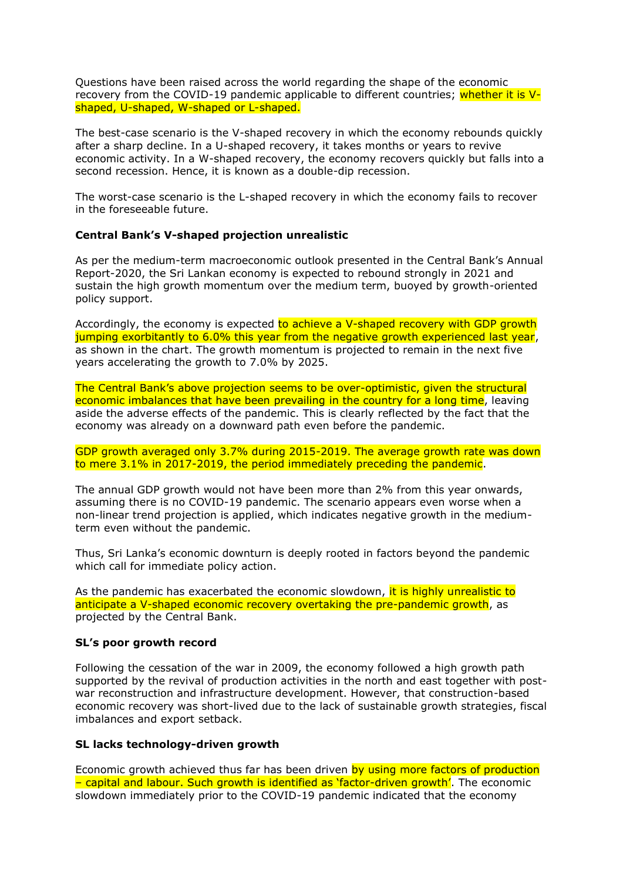Questions have been raised across the world regarding the shape of the economic recovery from the COVID-19 pandemic applicable to different countries; whether it is V-shaped, U-shaped, W-shaped or L-shaped.

The best-case scenario is the V-shaped recovery in which the economy rebounds quickly after a sharp decline. In a U-shaped recovery, it takes months or years to revive economic activity. In a W-shaped recovery, the economy recovers quickly but falls into a second recession. Hence, it is known as a double-dip recession.

The worst-case scenario is the L-shaped recovery in which the economy fails to recover in the foreseeable future.

**Central Bank's V-shaped projection unrealistic**

As per the medium-term macroeconomic outlook presented in the Central Bank's Annual Report-2020, the Sri Lankan economy is expected to rebound strongly in 2021 and sustain the high growth momentum over the medium term, buoyed by growth-oriented policy support.

Accordingly, the economy is expected to achieve a V-shaped recovery with GDP growth jumping exorbitantly to 6.0% this year from the negative growth experienced last year, as shown in the chart. The growth momentum is projected to remain in the next five years accelerating the growth to 7.0% by 2025.

The Central Bank's above projection seems to be over-optimistic, given the structural economic imbalances that have been prevailing in the country for a long time, leaving aside the adverse effects of the pandemic. This is clearly reflected by the fact that the economy was already on a downward path even before the pandemic.

GDP growth averaged only 3.7% during 2015-2019. The average growth rate was down to mere 3.1% in 2017-2019, the period immediately preceding the pandemic.

The annual GDP growth would not have been more than 2% from this year onwards, assuming there is no COVID-19 pandemic. The scenario appears even worse when a non-linear trend projection is applied, which indicates negative growth in the medium-term even without the pandemic.

Thus, Sri Lanka's economic downturn is deeply rooted in factors beyond the pandemic which call for immediate policy action.

As the pandemic has exacerbated the economic slowdown, it is highly unrealistic to anticipate a V-shaped economic recovery overtaking the pre-pandemic growth, as projected by the Central Bank.

**SL's poor growth record**

Following the cessation of the war in 2009, the economy followed a high growth path supported by the revival of production activities in the north and east together with post-war reconstruction and infrastructure development. However, that construction-based economic recovery was short-lived due to the lack of sustainable growth strategies, fiscal imbalances and export setback.

**SL lacks technology-driven growth**

Economic growth achieved thus far has been driven by using more factors of production – capital and labour. Such growth is identified as 'factor-driven growth'. The economic slowdown immediately prior to the COVID-19 pandemic indicated that the economy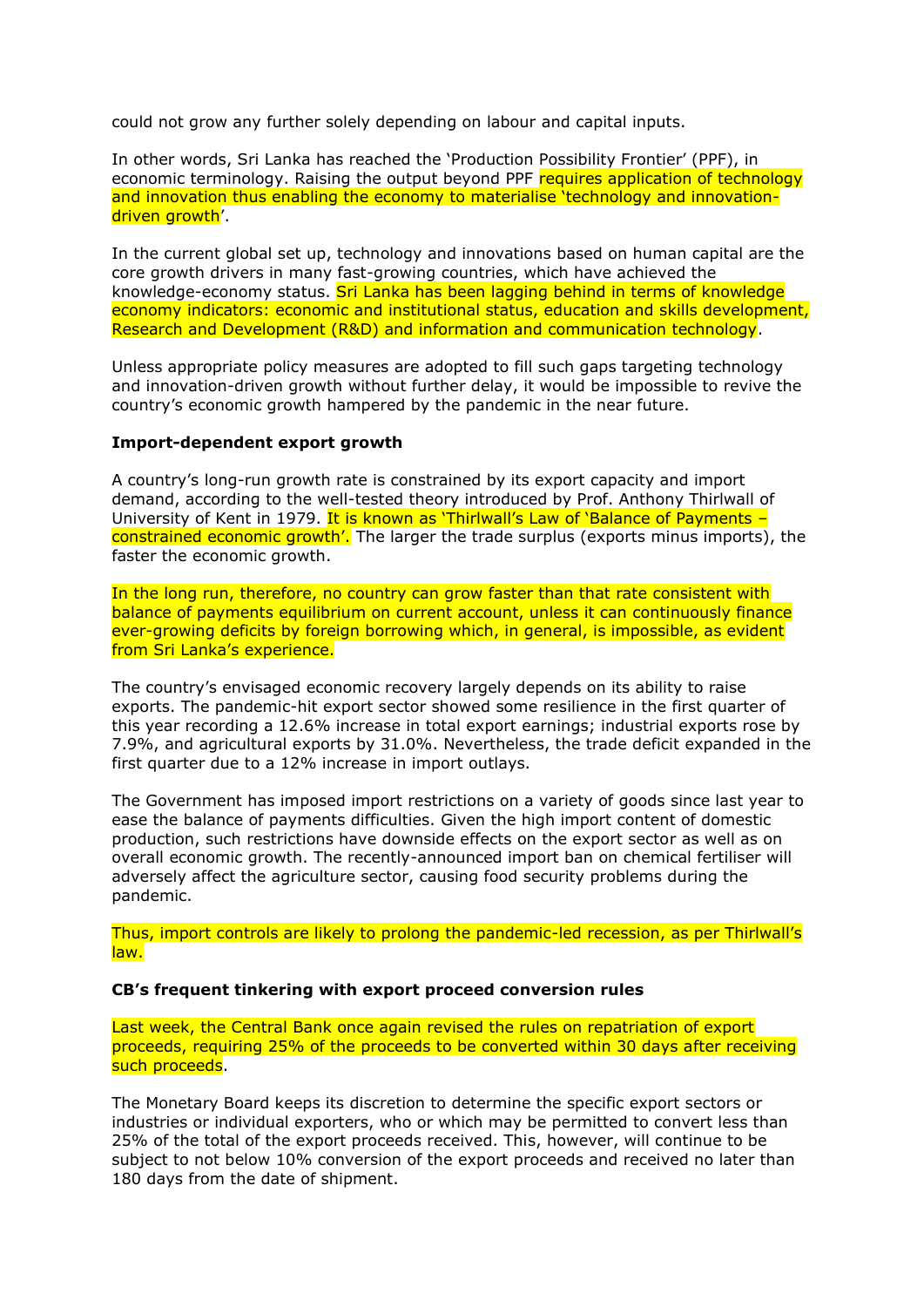could not grow any further solely depending on labour and capital inputs.

In other words, Sri Lanka has reached the 'Production Possibility Frontier' (PPF), in economic terminology. Raising the output beyond PPF requires application of technology and innovation thus enabling the economy to materialise 'technology and innovation-driven growth'.

In the current global set up, technology and innovations based on human capital are the core growth drivers in many fast-growing countries, which have achieved the knowledge-economy status. Sri Lanka has been lagging behind in terms of knowledge economy indicators: economic and institutional status, education and skills development, Research and Development (R&D) and information and communication technology.

Unless appropriate policy measures are adopted to fill such gaps targeting technology and innovation-driven growth without further delay, it would be impossible to revive the country's economic growth hampered by the pandemic in the near future.

**Import-dependent export growth**

A country's long-run growth rate is constrained by its export capacity and import demand, according to the well-tested theory introduced by Prof. Anthony Thirlwall of University of Kent in 1979. It is known as 'Thirlwall's Law of 'Balance of Payments – constrained economic growth'. The larger the trade surplus (exports minus imports), the faster the economic growth.

In the long run, therefore, no country can grow faster than that rate consistent with balance of payments equilibrium on current account, unless it can continuously finance ever-growing deficits by foreign borrowing which, in general, is impossible, as evident from Sri Lanka's experience.

The country's envisaged economic recovery largely depends on its ability to raise exports. The pandemic-hit export sector showed some resilience in the first quarter of this year recording a 12.6% increase in total export earnings; industrial exports rose by 7.9%, and agricultural exports by 31.0%. Nevertheless, the trade deficit expanded in the first quarter due to a 12% increase in import outlays.

The Government has imposed import restrictions on a variety of goods since last year to ease the balance of payments difficulties. Given the high import content of domestic production, such restrictions have downside effects on the export sector as well as on overall economic growth. The recently-announced import ban on chemical fertiliser will adversely affect the agriculture sector, causing food security problems during the pandemic.

Thus, import controls are likely to prolong the pandemic-led recession, as per Thirlwall's law.

**CB's frequent tinkering with export proceed conversion rules**

Last week, the Central Bank once again revised the rules on repatriation of export proceeds, requiring 25% of the proceeds to be converted within 30 days after receiving such proceeds.

The Monetary Board keeps its discretion to determine the specific export sectors or industries or individual exporters, who or which may be permitted to convert less than 25% of the total of the export proceeds received. This, however, will continue to be subject to not below 10% conversion of the export proceeds and received no later than 180 days from the date of shipment.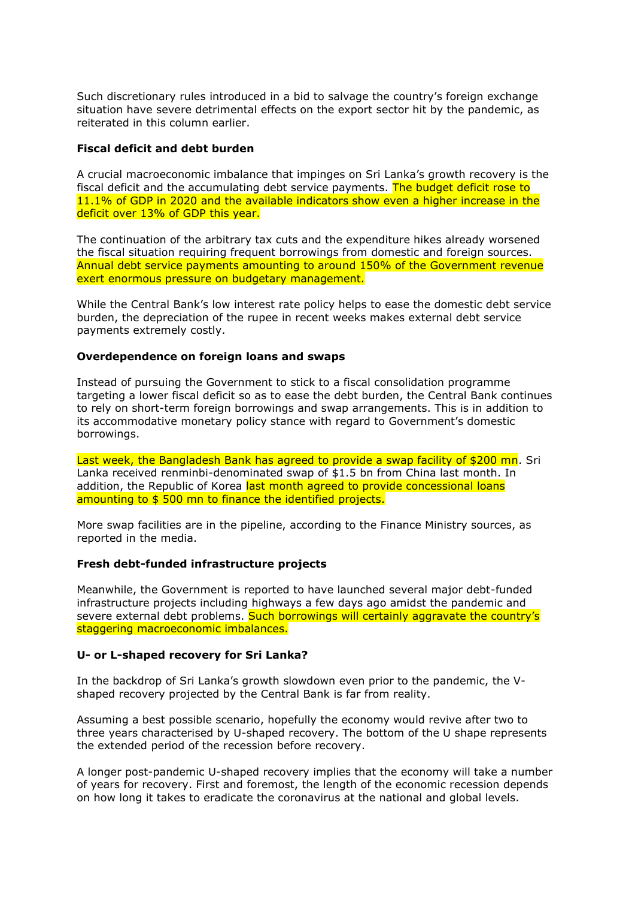Such discretionary rules introduced in a bid to salvage the country's foreign exchange situation have severe detrimental effects on the export sector hit by the pandemic, as reiterated in this column earlier.

**Fiscal deficit and debt burden**

A crucial macroeconomic imbalance that impinges on Sri Lanka's growth recovery is the fiscal deficit and the accumulating debt service payments. The budget deficit rose to 11.1% of GDP in 2020 and the available indicators show even a higher increase in the deficit over 13% of GDP this year.

The continuation of the arbitrary tax cuts and the expenditure hikes already worsened the fiscal situation requiring frequent borrowings from domestic and foreign sources. Annual debt service payments amounting to around 150% of the Government revenue exert enormous pressure on budgetary management.

While the Central Bank's low interest rate policy helps to ease the domestic debt service burden, the depreciation of the rupee in recent weeks makes external debt service payments extremely costly.

**Overdependence on foreign loans and swaps**

Instead of pursuing the Government to stick to a fiscal consolidation programme targeting a lower fiscal deficit so as to ease the debt burden, the Central Bank continues to rely on short-term foreign borrowings and swap arrangements. This is in addition to its accommodative monetary policy stance with regard to Government's domestic borrowings.

Last week, the Bangladesh Bank has agreed to provide a swap facility of $200 mn. Sri Lanka received renminbi-denominated swap of $1.5 bn from China last month. In addition, the Republic of Korea last month agreed to provide concessional loans amounting to $ 500 mn to finance the identified projects.

More swap facilities are in the pipeline, according to the Finance Ministry sources, as reported in the media.

**Fresh debt-funded infrastructure projects**

Meanwhile, the Government is reported to have launched several major debt-funded infrastructure projects including highways a few days ago amidst the pandemic and severe external debt problems. Such borrowings will certainly aggravate the country's staggering macroeconomic imbalances.

**U- or L-shaped recovery for Sri Lanka?**

In the backdrop of Sri Lanka's growth slowdown even prior to the pandemic, the V-shaped recovery projected by the Central Bank is far from reality.

Assuming a best possible scenario, hopefully the economy would revive after two to three years characterised by U-shaped recovery. The bottom of the U shape represents the extended period of the recession before recovery.

A longer post-pandemic U-shaped recovery implies that the economy will take a number of years for recovery. First and foremost, the length of the economic recession depends on how long it takes to eradicate the coronavirus at the national and global levels.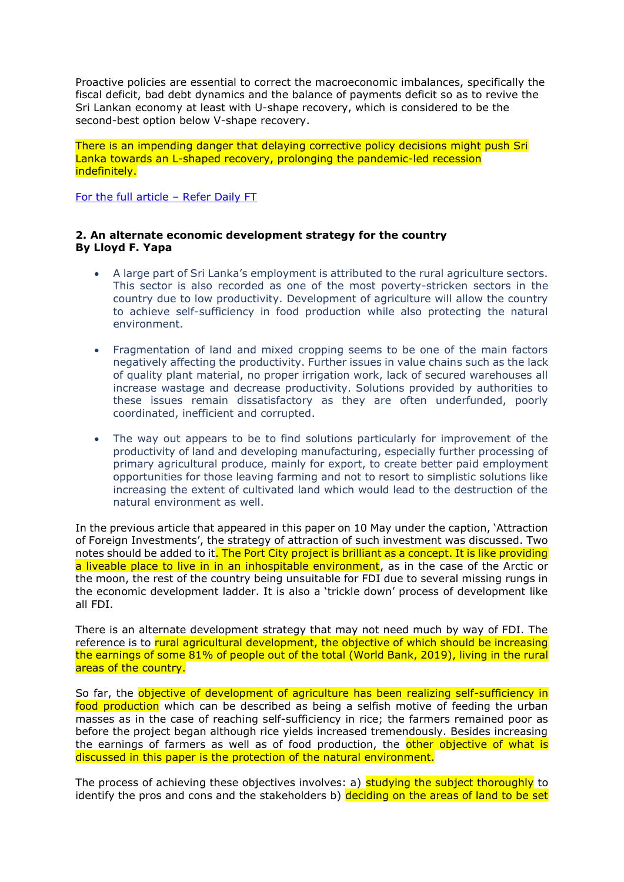Proactive policies are essential to correct the macroeconomic imbalances, specifically the fiscal deficit, bad debt dynamics and the balance of payments deficit so as to revive the Sri Lankan economy at least with U-shape recovery, which is considered to be the second-best option below V-shape recovery.

There is an impending danger that delaying corrective policy decisions might push Sri Lanka towards an L-shaped recovery, prolonging the pandemic-led recession indefinitely.

For the full article – Refer Daily FT

**2. An alternate economic development strategy for the country**
**By Lloyd F. Yapa**

- A large part of Sri Lanka's employment is attributed to the rural agriculture sectors. This sector is also recorded as one of the most poverty-stricken sectors in the country due to low productivity. Development of agriculture will allow the country to achieve self-sufficiency in food production while also protecting the natural environment.

- Fragmentation of land and mixed cropping seems to be one of the main factors negatively affecting the productivity. Further issues in value chains such as the lack of quality plant material, no proper irrigation work, lack of secured warehouses all increase wastage and decrease productivity. Solutions provided by authorities to these issues remain dissatisfactory as they are often underfunded, poorly coordinated, inefficient and corrupted.

- The way out appears to be to find solutions particularly for improvement of the productivity of land and developing manufacturing, especially further processing of primary agricultural produce, mainly for export, to create better paid employment opportunities for those leaving farming and not to resort to simplistic solutions like increasing the extent of cultivated land which would lead to the destruction of the natural environment as well.

In the previous article that appeared in this paper on 10 May under the caption, 'Attraction of Foreign Investments', the strategy of attraction of such investment was discussed. Two notes should be added to it. The Port City project is brilliant as a concept. It is like providing a liveable place to live in in an inhospitable environment, as in the case of the Arctic or the moon, the rest of the country being unsuitable for FDI due to several missing rungs in the economic development ladder. It is also a 'trickle down' process of development like all FDI.

There is an alternate development strategy that may not need much by way of FDI. The reference is to rural agricultural development, the objective of which should be increasing the earnings of some 81% of people out of the total (World Bank, 2019), living in the rural areas of the country.

So far, the objective of development of agriculture has been realizing self-sufficiency in food production which can be described as being a selfish motive of feeding the urban masses as in the case of reaching self-sufficiency in rice; the farmers remained poor as before the project began although rice yields increased tremendously. Besides increasing the earnings of farmers as well as of food production, the other objective of what is discussed in this paper is the protection of the natural environment.

The process of achieving these objectives involves: a) studying the subject thoroughly to identify the pros and cons and the stakeholders b) deciding on the areas of land to be set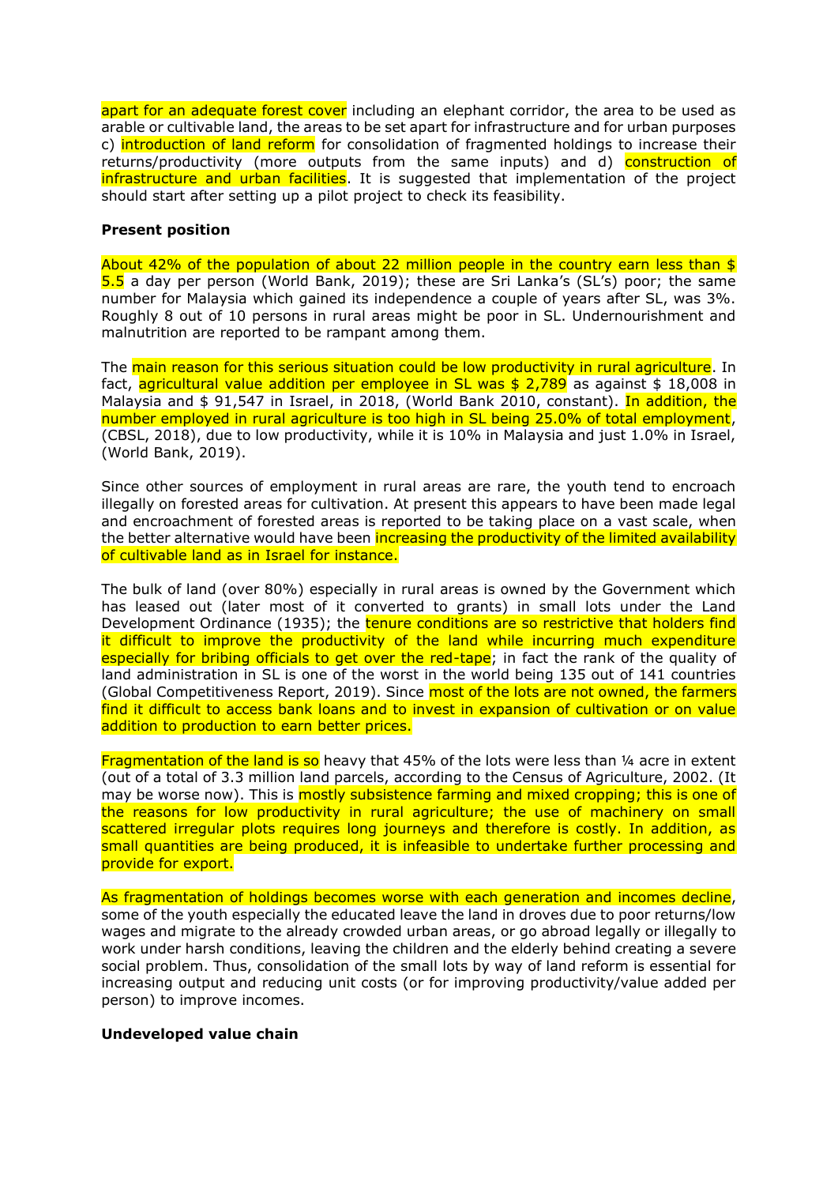apart for an adequate forest cover including an elephant corridor, the area to be used as arable or cultivable land, the areas to be set apart for infrastructure and for urban purposes c) introduction of land reform for consolidation of fragmented holdings to increase their returns/productivity (more outputs from the same inputs) and d) construction of infrastructure and urban facilities. It is suggested that implementation of the project should start after setting up a pilot project to check its feasibility.

**Present position**

About 42% of the population of about 22 million people in the country earn less than $ 5.5 a day per person (World Bank, 2019); these are Sri Lanka's (SL's) poor; the same number for Malaysia which gained its independence a couple of years after SL, was 3%. Roughly 8 out of 10 persons in rural areas might be poor in SL. Undernourishment and malnutrition are reported to be rampant among them.

The main reason for this serious situation could be low productivity in rural agriculture. In fact, agricultural value addition per employee in SL was $ 2,789 as against $ 18,008 in Malaysia and $ 91,547 in Israel, in 2018, (World Bank 2010, constant). In addition, the number employed in rural agriculture is too high in SL being 25.0% of total employment, (CBSL, 2018), due to low productivity, while it is 10% in Malaysia and just 1.0% in Israel, (World Bank, 2019).

Since other sources of employment in rural areas are rare, the youth tend to encroach illegally on forested areas for cultivation. At present this appears to have been made legal and encroachment of forested areas is reported to be taking place on a vast scale, when the better alternative would have been increasing the productivity of the limited availability of cultivable land as in Israel for instance.

The bulk of land (over 80%) especially in rural areas is owned by the Government which has leased out (later most of it converted to grants) in small lots under the Land Development Ordinance (1935); the tenure conditions are so restrictive that holders find it difficult to improve the productivity of the land while incurring much expenditure especially for bribing officials to get over the red-tape; in fact the rank of the quality of land administration in SL is one of the worst in the world being 135 out of 141 countries (Global Competitiveness Report, 2019). Since most of the lots are not owned, the farmers find it difficult to access bank loans and to invest in expansion of cultivation or on value addition to production to earn better prices.

Fragmentation of the land is so heavy that 45% of the lots were less than ¼ acre in extent (out of a total of 3.3 million land parcels, according to the Census of Agriculture, 2002. (It may be worse now). This is mostly subsistence farming and mixed cropping; this is one of the reasons for low productivity in rural agriculture; the use of machinery on small scattered irregular plots requires long journeys and therefore is costly. In addition, as small quantities are being produced, it is infeasible to undertake further processing and provide for export.

As fragmentation of holdings becomes worse with each generation and incomes decline, some of the youth especially the educated leave the land in droves due to poor returns/low wages and migrate to the already crowded urban areas, or go abroad legally or illegally to work under harsh conditions, leaving the children and the elderly behind creating a severe social problem. Thus, consolidation of the small lots by way of land reform is essential for increasing output and reducing unit costs (or for improving productivity/value added per person) to improve incomes.

**Undeveloped value chain**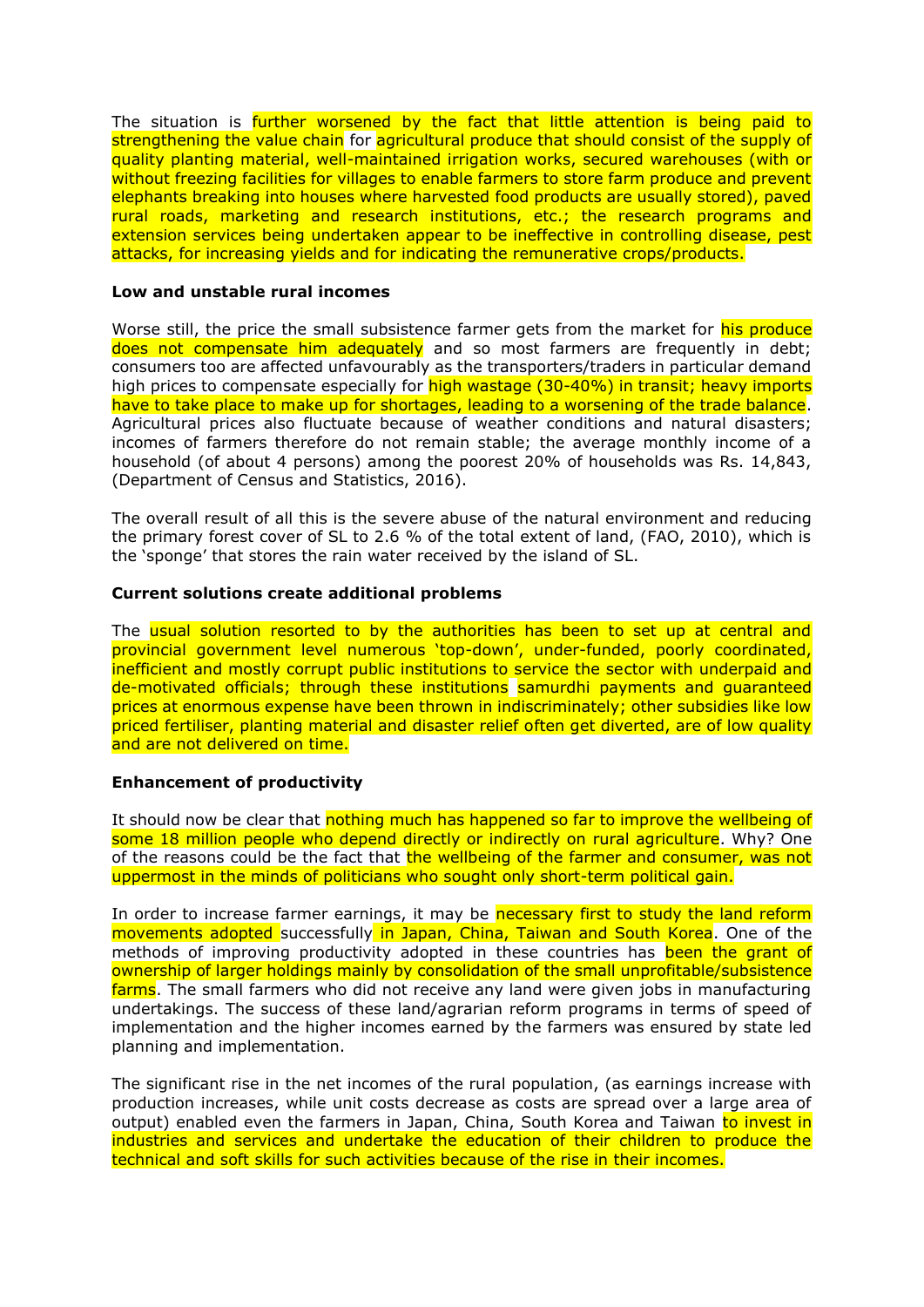The situation is further worsened by the fact that little attention is being paid to strengthening the value chain for agricultural produce that should consist of the supply of quality planting material, well-maintained irrigation works, secured warehouses (with or without freezing facilities for villages to enable farmers to store farm produce and prevent elephants breaking into houses where harvested food products are usually stored), paved rural roads, marketing and research institutions, etc.; the research programs and extension services being undertaken appear to be ineffective in controlling disease, pest attacks, for increasing yields and for indicating the remunerative crops/products.

**Low and unstable rural incomes**

Worse still, the price the small subsistence farmer gets from the market for his produce does not compensate him adequately and so most farmers are frequently in debt; consumers too are affected unfavourably as the transporters/traders in particular demand high prices to compensate especially for high wastage (30-40%) in transit; heavy imports have to take place to make up for shortages, leading to a worsening of the trade balance. Agricultural prices also fluctuate because of weather conditions and natural disasters; incomes of farmers therefore do not remain stable; the average monthly income of a household (of about 4 persons) among the poorest 20% of households was Rs. 14,843, (Department of Census and Statistics, 2016).

The overall result of all this is the severe abuse of the natural environment and reducing the primary forest cover of SL to 2.6 % of the total extent of land, (FAO, 2010), which is the 'sponge' that stores the rain water received by the island of SL.

**Current solutions create additional problems**

The usual solution resorted to by the authorities has been to set up at central and provincial government level numerous 'top-down', under-funded, poorly coordinated, inefficient and mostly corrupt public institutions to service the sector with underpaid and de-motivated officials; through these institutions samurdhi payments and guaranteed prices at enormous expense have been thrown in indiscriminately; other subsidies like low priced fertiliser, planting material and disaster relief often get diverted, are of low quality and are not delivered on time.

**Enhancement of productivity**

It should now be clear that nothing much has happened so far to improve the wellbeing of some 18 million people who depend directly or indirectly on rural agriculture. Why? One of the reasons could be the fact that the wellbeing of the farmer and consumer, was not uppermost in the minds of politicians who sought only short-term political gain.

In order to increase farmer earnings, it may be necessary first to study the land reform movements adopted successfully in Japan, China, Taiwan and South Korea. One of the methods of improving productivity adopted in these countries has been the grant of ownership of larger holdings mainly by consolidation of the small unprofitable/subsistence farms. The small farmers who did not receive any land were given jobs in manufacturing undertakings. The success of these land/agrarian reform programs in terms of speed of implementation and the higher incomes earned by the farmers was ensured by state led planning and implementation.

The significant rise in the net incomes of the rural population, (as earnings increase with production increases, while unit costs decrease as costs are spread over a large area of output) enabled even the farmers in Japan, China, South Korea and Taiwan to invest in industries and services and undertake the education of their children to produce the technical and soft skills for such activities because of the rise in their incomes.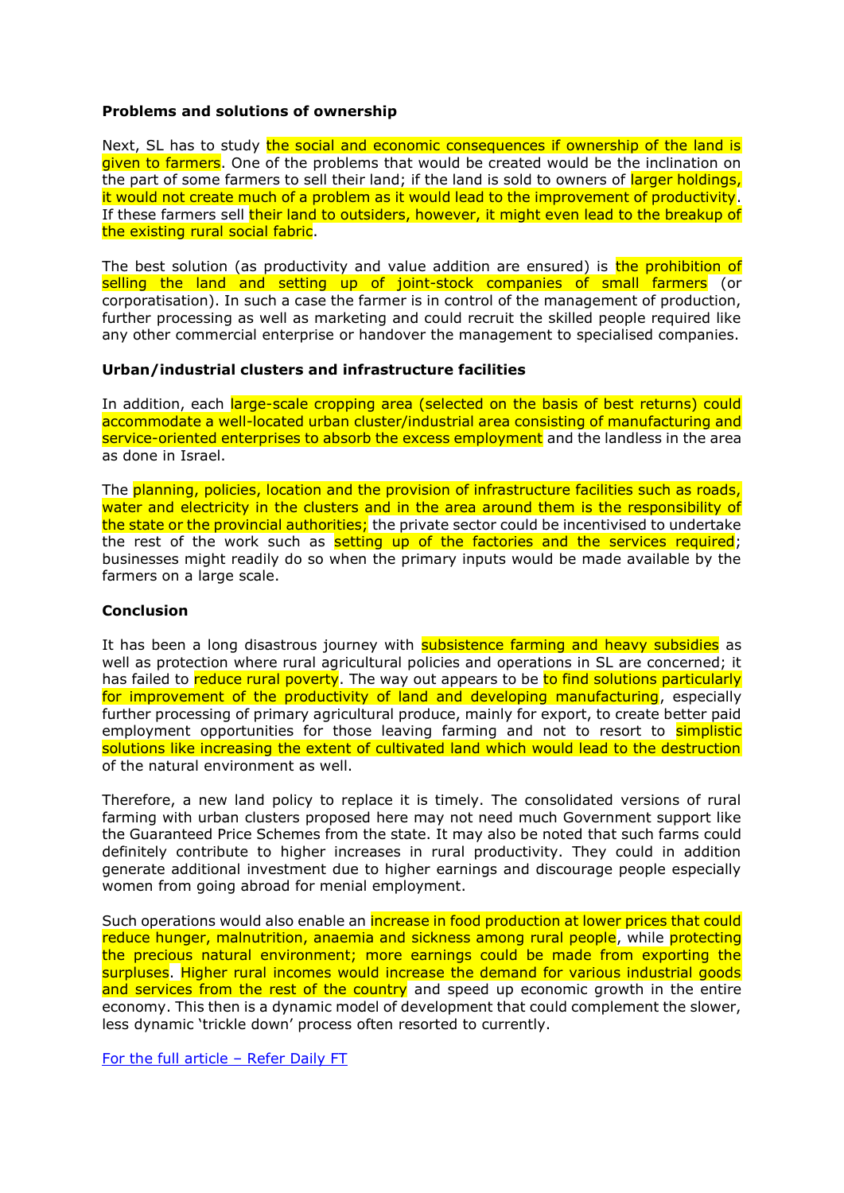### Problems and solutions of ownership

Next, SL has to study the social and economic consequences if ownership of the land is given to farmers. One of the problems that would be created would be the inclination on the part of some farmers to sell their land; if the land is sold to owners of larger holdings, it would not create much of a problem as it would lead to the improvement of productivity. If these farmers sell their land to outsiders, however, it might even lead to the breakup of the existing rural social fabric.

The best solution (as productivity and value addition are ensured) is the prohibition of selling the land and setting up of joint-stock companies of small farmers (or corporatisation). In such a case the farmer is in control of the management of production, further processing as well as marketing and could recruit the skilled people required like any other commercial enterprise or handover the management to specialised companies.

### Urban/industrial clusters and infrastructure facilities

In addition, each large-scale cropping area (selected on the basis of best returns) could accommodate a well-located urban cluster/industrial area consisting of manufacturing and service-oriented enterprises to absorb the excess employment and the landless in the area as done in Israel.

The planning, policies, location and the provision of infrastructure facilities such as roads, water and electricity in the clusters and in the area around them is the responsibility of the state or the provincial authorities; the private sector could be incentivised to undertake the rest of the work such as setting up of the factories and the services required; businesses might readily do so when the primary inputs would be made available by the farmers on a large scale.

### Conclusion

It has been a long disastrous journey with subsistence farming and heavy subsidies as well as protection where rural agricultural policies and operations in SL are concerned; it has failed to reduce rural poverty. The way out appears to be to find solutions particularly for improvement of the productivity of land and developing manufacturing, especially further processing of primary agricultural produce, mainly for export, to create better paid employment opportunities for those leaving farming and not to resort to simplistic solutions like increasing the extent of cultivated land which would lead to the destruction of the natural environment as well.

Therefore, a new land policy to replace it is timely. The consolidated versions of rural farming with urban clusters proposed here may not need much Government support like the Guaranteed Price Schemes from the state. It may also be noted that such farms could definitely contribute to higher increases in rural productivity. They could in addition generate additional investment due to higher earnings and discourage people especially women from going abroad for menial employment.

Such operations would also enable an increase in food production at lower prices that could reduce hunger, malnutrition, anaemia and sickness among rural people, while protecting the precious natural environment; more earnings could be made from exporting the surpluses. Higher rural incomes would increase the demand for various industrial goods and services from the rest of the country and speed up economic growth in the entire economy. This then is a dynamic model of development that could complement the slower, less dynamic 'trickle down' process often resorted to currently.

For the full article – Refer Daily FT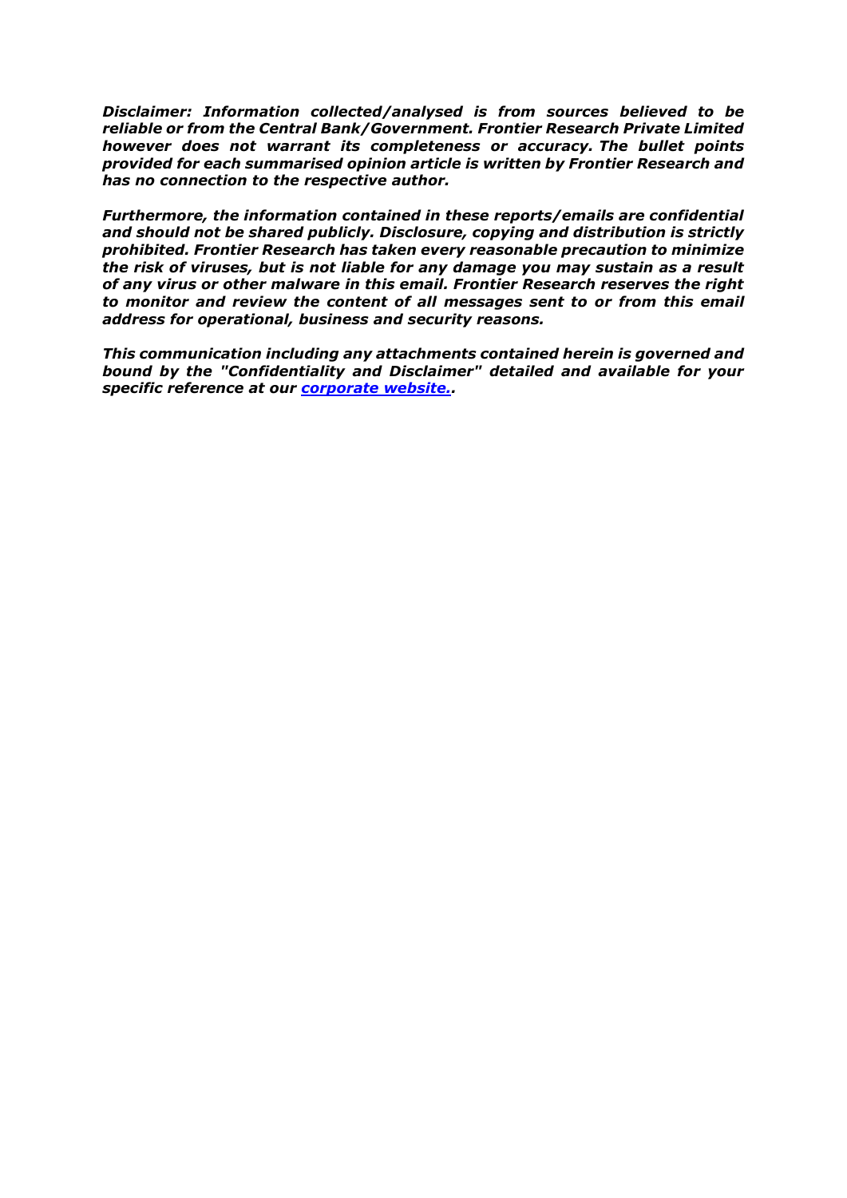***Disclaimer: Information collected/analysed is from sources believed to be reliable or from the Central Bank/Government. Frontier Research Private Limited however does not warrant its completeness or accuracy. The bullet points provided for each summarised opinion article is written by Frontier Research and has no connection to the respective author.***

***Furthermore, the information contained in these reports/emails are confidential and should not be shared publicly. Disclosure, copying and distribution is strictly prohibited. Frontier Research has taken every reasonable precaution to minimize the risk of viruses, but is not liable for any damage you may sustain as a result of any virus or other malware in this email. Frontier Research reserves the right to monitor and review the content of all messages sent to or from this email address for operational, business and security reasons.***

***This communication including any attachments contained herein is governed and bound by the "Confidentiality and Disclaimer" detailed and available for your specific reference at our corporate website..***